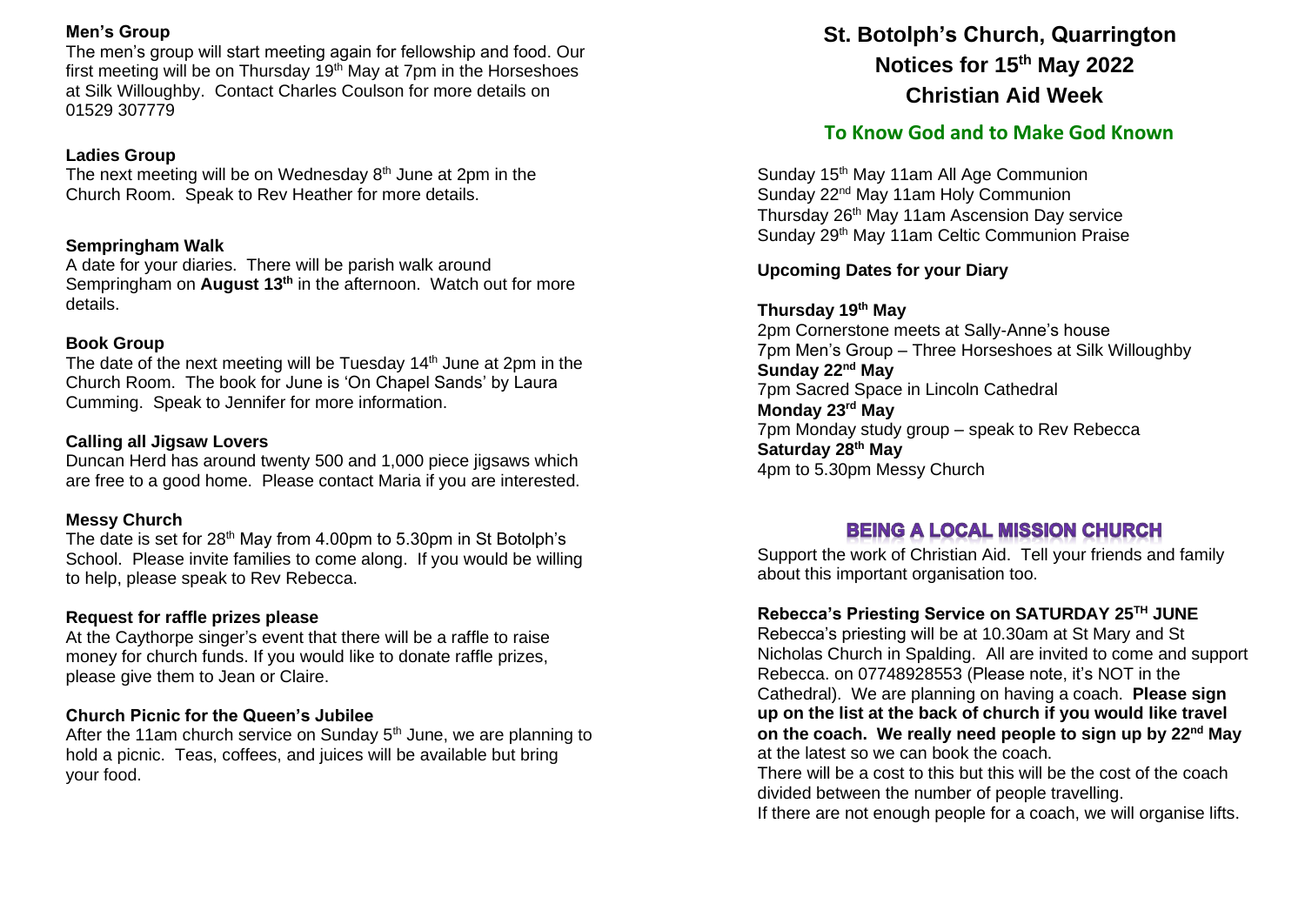# St. Botolph's Church, Quarrington

## Notices for 15th May 2022

## Christian Aid Week

### To Know God and to Make God Known

Sunday 15th May 11am All Age Communion
Sunday 22nd May 11am Holy Communion
Thursday 26th May 11am Ascension Day service
Sunday 29th May 11am Celtic Communion Praise

**Upcoming Dates for your Diary**

**Thursday 19th May**
2pm Cornerstone meets at Sally-Anne's house
7pm Men's Group – Three Horseshoes at Silk Willoughby
**Sunday 22nd May**
7pm Sacred Space in Lincoln Cathedral
**Monday 23rd May**
7pm Monday study group – speak to Rev Rebecca
**Saturday 28th May**
4pm to 5.30pm Messy Church

## BEING A LOCAL MISSION CHURCH

Support the work of Christian Aid. Tell your friends and family about this important organisation too.

**Rebecca's Priesting Service on SATURDAY 25TH JUNE**
Rebecca's priesting will be at 10.30am at St Mary and St Nicholas Church in Spalding. All are invited to come and support Rebecca. on 07748928553 (Please note, it's NOT in the Cathedral). We are planning on having a coach. **Please sign up on the list at the back of church if you would like travel on the coach. We really need people to sign up by 22nd May** at the latest so we can book the coach.
There will be a cost to this but this will be the cost of the coach divided between the number of people travelling.
If there are not enough people for a coach, we will organise lifts.

**Men's Group**
The men's group will start meeting again for fellowship and food. Our first meeting will be on Thursday 19th May at 7pm in the Horseshoes at Silk Willoughby. Contact Charles Coulson for more details on 01529 307779

**Ladies Group**
The next meeting will be on Wednesday 8th June at 2pm in the Church Room. Speak to Rev Heather for more details.

**Sempringham Walk**
A date for your diaries. There will be parish walk around Sempringham on **August 13th** in the afternoon. Watch out for more details.

**Book Group**
The date of the next meeting will be Tuesday 14th June at 2pm in the Church Room. The book for June is 'On Chapel Sands' by Laura Cumming. Speak to Jennifer for more information.

**Calling all Jigsaw Lovers**
Duncan Herd has around twenty 500 and 1,000 piece jigsaws which are free to a good home. Please contact Maria if you are interested.

**Messy Church**
The date is set for 28th May from 4.00pm to 5.30pm in St Botolph's School. Please invite families to come along. If you would be willing to help, please speak to Rev Rebecca.

**Request for raffle prizes please**
At the Caythorpe singer's event that there will be a raffle to raise money for church funds. If you would like to donate raffle prizes, please give them to Jean or Claire.

**Church Picnic for the Queen's Jubilee**
After the 11am church service on Sunday 5th June, we are planning to hold a picnic. Teas, coffees, and juices will be available but bring your food.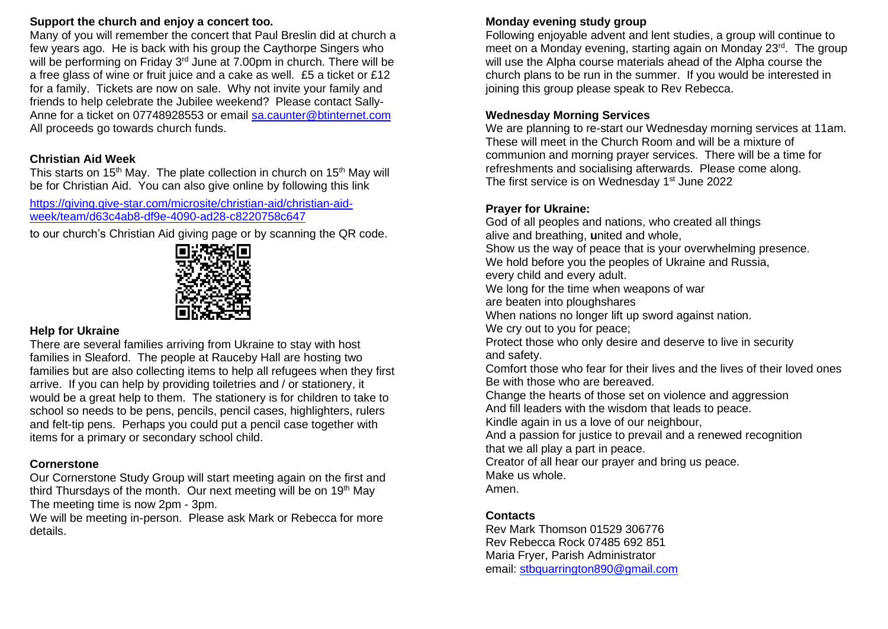**Support the church and enjoy a concert too.**

Many of you will remember the concert that Paul Breslin did at church a few years ago. He is back with his group the Caythorpe Singers who will be performing on Friday 3rd June at 7.00pm in church. There will be a free glass of wine or fruit juice and a cake as well. £5 a ticket or £12 for a family. Tickets are now on sale. Why not invite your family and friends to help celebrate the Jubilee weekend? Please contact Sally-Anne for a ticket on 07748928553 or email sa.caunter@btinternet.com All proceeds go towards church funds.

**Christian Aid Week**

This starts on 15th May. The plate collection in church on 15th May will be for Christian Aid. You can also give online by following this link

https://giving.give-star.com/microsite/christian-aid/christian-aid-week/team/d63c4ab8-df9e-4090-ad28-c8220758c647

to our church's Christian Aid giving page or by scanning the QR code.

**Help for Ukraine**

There are several families arriving from Ukraine to stay with host families in Sleaford. The people at Rauceby Hall are hosting two families but are also collecting items to help all refugees when they first arrive. If you can help by providing toiletries and / or stationery, it would be a great help to them. The stationery is for children to take to school so needs to be pens, pencils, pencil cases, highlighters, rulers and felt-tip pens. Perhaps you could put a pencil case together with items for a primary or secondary school child.

**Cornerstone**

Our Cornerstone Study Group will start meeting again on the first and third Thursdays of the month. Our next meeting will be on 19th May The meeting time is now 2pm - 3pm.

We will be meeting in-person. Please ask Mark or Rebecca for more details.

**Monday evening study group**

Following enjoyable advent and lent studies, a group will continue to meet on a Monday evening, starting again on Monday 23rd. The group will use the Alpha course materials ahead of the Alpha course the church plans to be run in the summer. If you would be interested in joining this group please speak to Rev Rebecca.

**Wednesday Morning Services**

We are planning to re-start our Wednesday morning services at 11am. These will meet in the Church Room and will be a mixture of communion and morning prayer services. There will be a time for refreshments and socialising afterwards. Please come along. The first service is on Wednesday 1st June 2022

**Prayer for Ukraine:**

God of all peoples and nations, who created all things
alive and breathing, **u**nited and whole,
Show us the way of peace that is your overwhelming presence.
We hold before you the peoples of Ukraine and Russia,
every child and every adult.
We long for the time when weapons of war
are beaten into ploughshares
When nations no longer lift up sword against nation.
We cry out to you for peace;
Protect those who only desire and deserve to live in security
and safety.
Comfort those who fear for their lives and the lives of their loved ones
Be with those who are bereaved.
Change the hearts of those set on violence and aggression
And fill leaders with the wisdom that leads to peace.
Kindle again in us a love of our neighbour,
And a passion for justice to prevail and a renewed recognition
that we all play a part in peace.
Creator of all hear our prayer and bring us peace.
Make us whole.
Amen.

**Contacts**

Rev Mark Thomson 01529 306776
Rev Rebecca Rock 07485 692 851
Maria Fryer, Parish Administrator
email: stbquarrington890@gmail.com